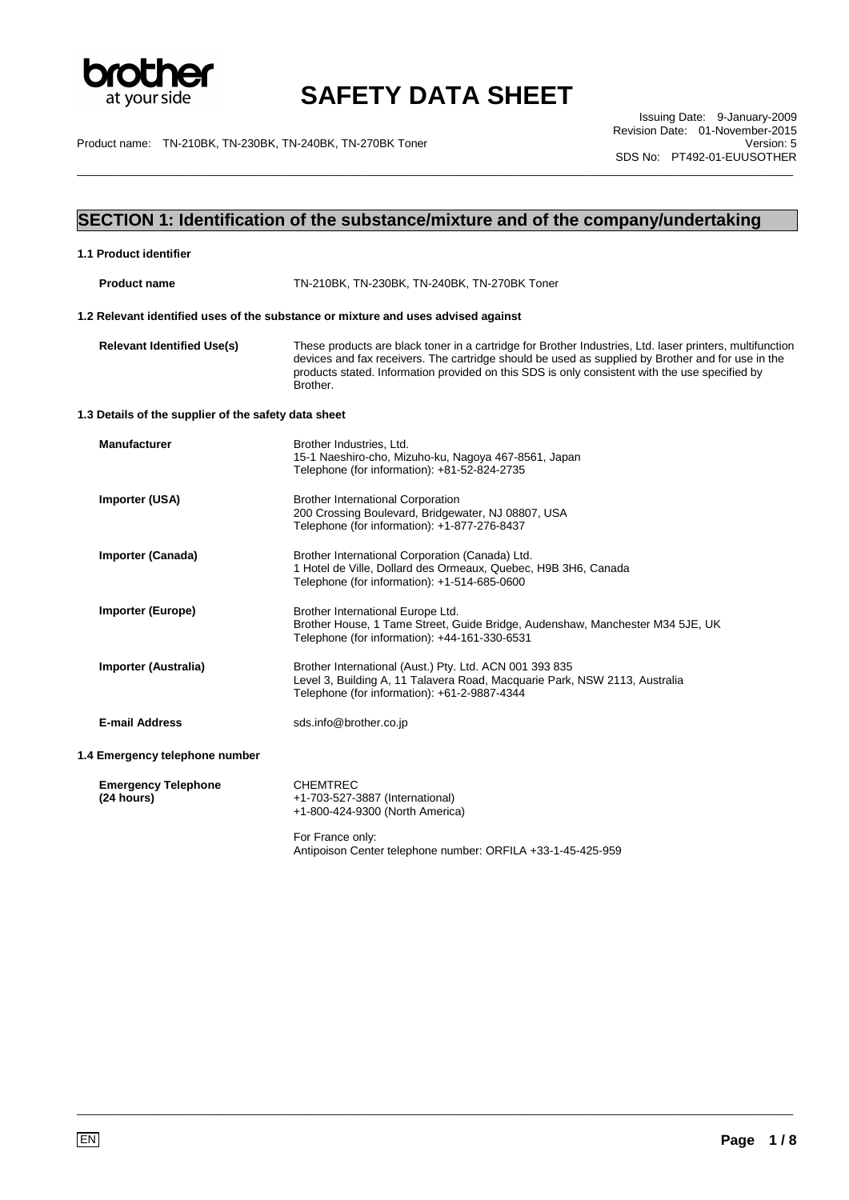# SAFETY DATA SHEET

Product name: TN-210BK, TN-230BK, TN-240BK, TN-270BK Toner

Issuing Date: 9-January-2009
Revision Date: 01-November-2015
Version: 5
SDS No: PT492-01-EUUSOTHER

## SECTION 1: Identification of the substance/mixture and of the company/undertaking

### 1.1 Product identifier

**Product name** TN-210BK, TN-230BK, TN-240BK, TN-270BK Toner

### 1.2 Relevant identified uses of the substance or mixture and uses advised against

**Relevant Identified Use(s)** These products are black toner in a cartridge for Brother Industries, Ltd. laser printers, multifunction devices and fax receivers. The cartridge should be used as supplied by Brother and for use in the products stated. Information provided on this SDS is only consistent with the use specified by Brother.

### 1.3 Details of the supplier of the safety data sheet

**Manufacturer**
Brother Industries, Ltd.
15-1 Naeshiro-cho, Mizuho-ku, Nagoya 467-8561, Japan
Telephone (for information): +81-52-824-2735

**Importer (USA)**
Brother International Corporation
200 Crossing Boulevard, Bridgewater, NJ 08807, USA
Telephone (for information): +1-877-276-8437

**Importer (Canada)**
Brother International Corporation (Canada) Ltd.
1 Hotel de Ville, Dollard des Ormeaux, Quebec, H9B 3H6, Canada
Telephone (for information): +1-514-685-0600

**Importer (Europe)**
Brother International Europe Ltd.
Brother House, 1 Tame Street, Guide Bridge, Audenshaw, Manchester M34 5JE, UK
Telephone (for information): +44-161-330-6531

**Importer (Australia)**
Brother International (Aust.) Pty. Ltd. ACN 001 393 835
Level 3, Building A, 11 Talavera Road, Macquarie Park, NSW 2113, Australia
Telephone (for information): +61-2-9887-4344

**E-mail Address** sds.info@brother.co.jp

### 1.4 Emergency telephone number

**Emergency Telephone (24 hours)**
CHEMTREC
+1-703-527-3887 (International)
+1-800-424-9300 (North America)

For France only:
Antipoison Center telephone number: ORFILA +33-1-45-425-959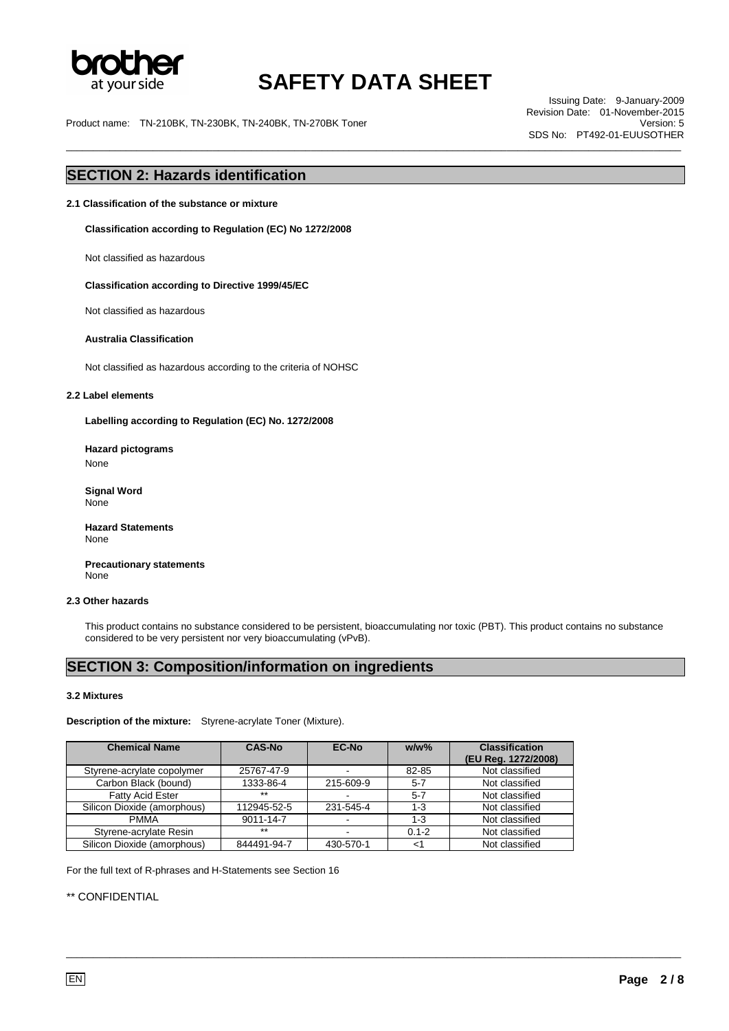## SECTION 2: Hazards identification

### 2.1 Classification of the substance or mixture

**Classification according to Regulation (EC) No 1272/2008**

Not classified as hazardous

**Classification according to Directive 1999/45/EC**

Not classified as hazardous

**Australia Classification**

Not classified as hazardous according to the criteria of NOHSC

### 2.2 Label elements

**Labelling according to Regulation (EC) No. 1272/2008**

**Hazard pictograms**
None

**Signal Word**
None

**Hazard Statements**
None

**Precautionary statements**
None

### 2.3 Other hazards

This product contains no substance considered to be persistent, bioaccumulating nor toxic (PBT). This product contains no substance considered to be very persistent nor very bioaccumulating (vPvB).

## SECTION 3: Composition/information on ingredients

### 3.2 Mixtures

**Description of the mixture:** Styrene-acrylate Toner (Mixture).

| Chemical Name | CAS-No | EC-No | w/w% | Classification (EU Reg. 1272/2008) |
|---|---|---|---|---|
| Styrene-acrylate copolymer | 25767-47-9 | - | 82-85 | Not classified |
| Carbon Black (bound) | 1333-86-4 | 215-609-9 | 5-7 | Not classified |
| Fatty Acid Ester | ** | - | 5-7 | Not classified |
| Silicon Dioxide (amorphous) | 112945-52-5 | 231-545-4 | 1-3 | Not classified |
| PMMA | 9011-14-7 | - | 1-3 | Not classified |
| Styrene-acrylate Resin | ** | - | 0.1-2 | Not classified |
| Silicon Dioxide (amorphous) | 844491-94-7 | 430-570-1 | <1 | Not classified |

For the full text of R-phrases and H-Statements see Section 16

** CONFIDENTIAL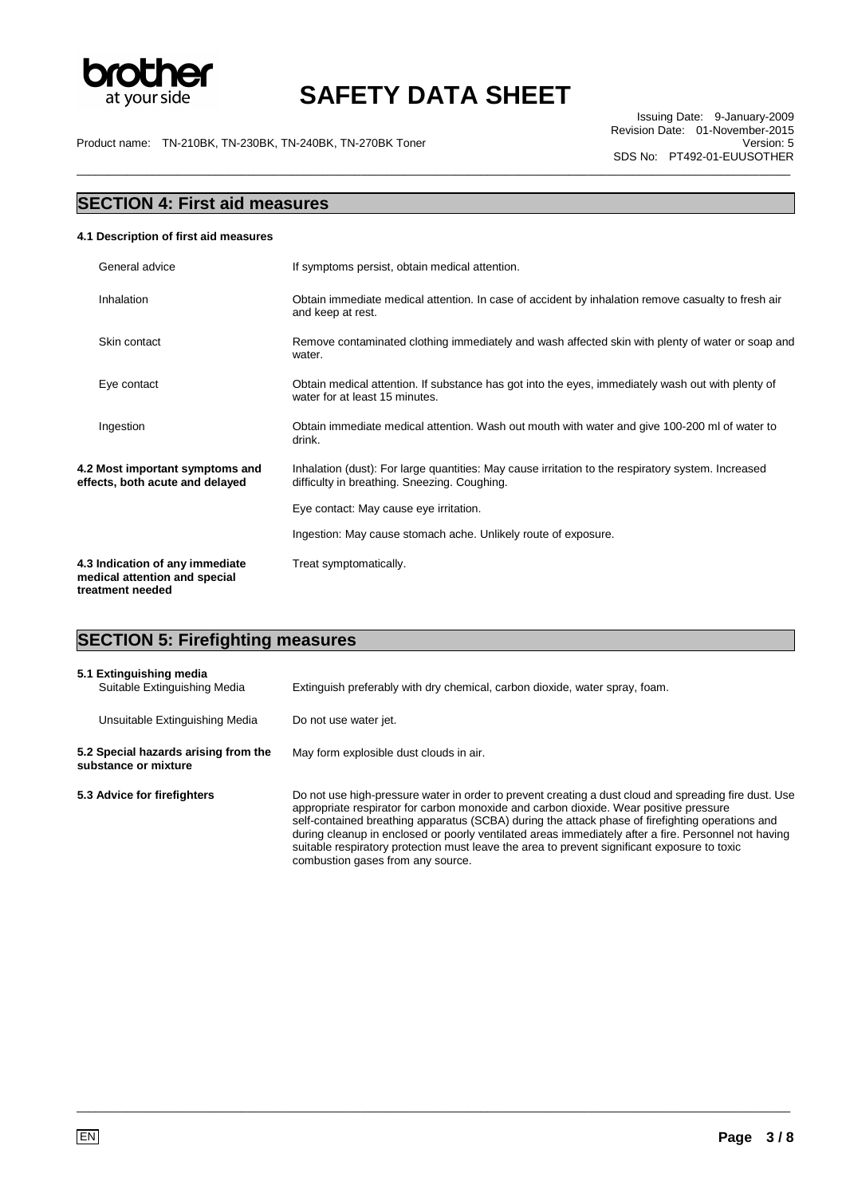## SECTION 4: First aid measures

### 4.1 Description of first aid measures

| | |
|---|---|
| General advice | If symptoms persist, obtain medical attention. |
| Inhalation | Obtain immediate medical attention. In case of accident by inhalation remove casualty to fresh air and keep at rest. |
| Skin contact | Remove contaminated clothing immediately and wash affected skin with plenty of water or soap and water. |
| Eye contact | Obtain medical attention. If substance has got into the eyes, immediately wash out with plenty of water for at least 15 minutes. |
| Ingestion | Obtain immediate medical attention. Wash out mouth with water and give 100-200 ml of water to drink. |

**4.2 Most important symptoms and effects, both acute and delayed**

Inhalation (dust): For large quantities: May cause irritation to the respiratory system. Increased difficulty in breathing. Sneezing. Coughing.

Eye contact: May cause eye irritation.

Ingestion: May cause stomach ache. Unlikely route of exposure.

**4.3 Indication of any immediate medical attention and special treatment needed**

Treat symptomatically.

## SECTION 5: Firefighting measures

**5.1 Extinguishing media**

| | |
|---|---|
| Suitable Extinguishing Media | Extinguish preferably with dry chemical, carbon dioxide, water spray, foam. |
| Unsuitable Extinguishing Media | Do not use water jet. |

**5.2 Special hazards arising from the substance or mixture**

May form explosible dust clouds in air.

**5.3 Advice for firefighters**

Do not use high-pressure water in order to prevent creating a dust cloud and spreading fire dust. Use appropriate respirator for carbon monoxide and carbon dioxide. Wear positive pressure self-contained breathing apparatus (SCBA) during the attack phase of firefighting operations and during cleanup in enclosed or poorly ventilated areas immediately after a fire. Personnel not having suitable respiratory protection must leave the area to prevent significant exposure to toxic combustion gases from any source.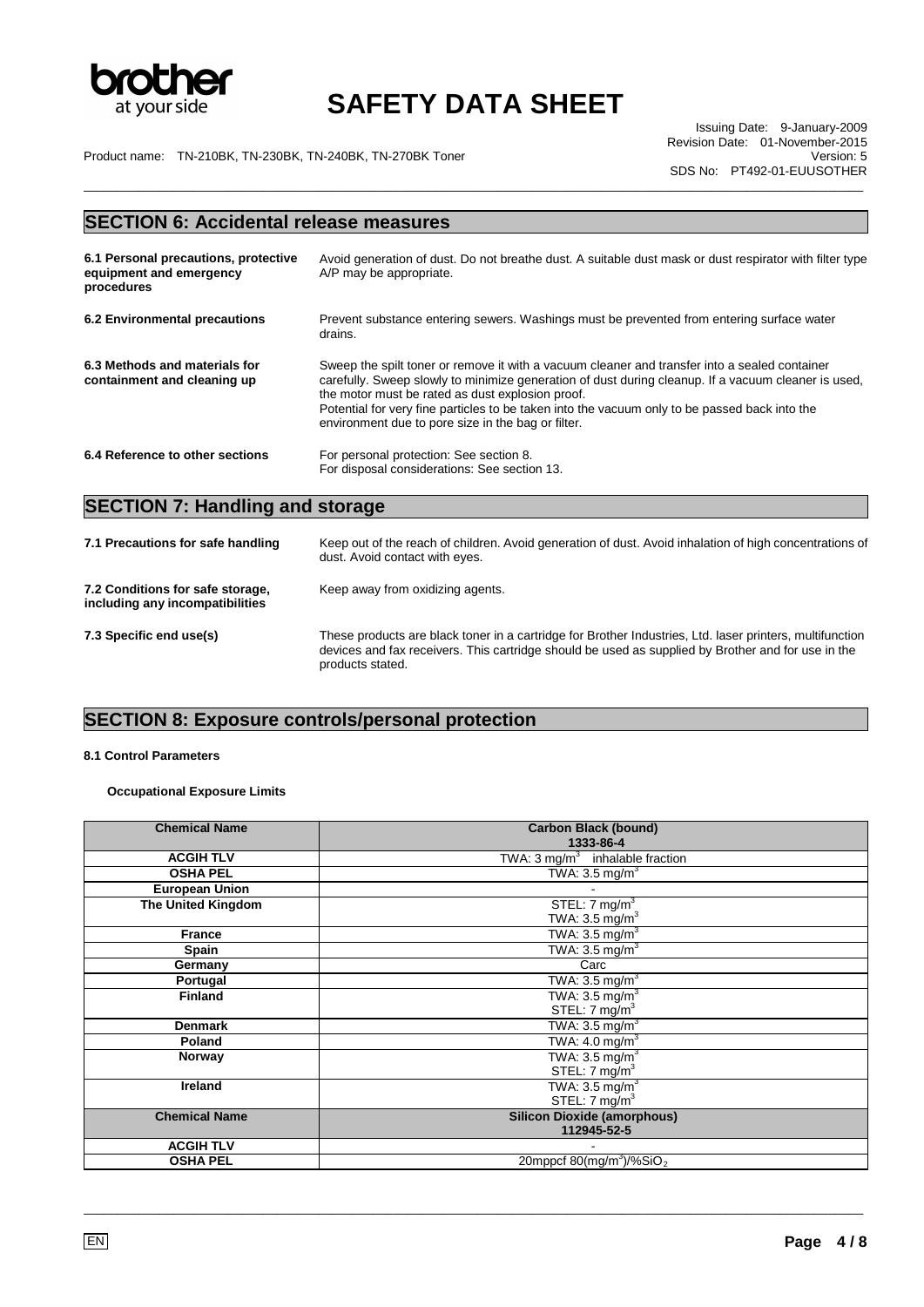## SECTION 6: Accidental release measures

**6.1 Personal precautions, protective equipment and emergency procedures**
Avoid generation of dust. Do not breathe dust. A suitable dust mask or dust respirator with filter type A/P may be appropriate.

**6.2 Environmental precautions**
Prevent substance entering sewers. Washings must be prevented from entering surface water drains.

**6.3 Methods and materials for containment and cleaning up**
Sweep the spilt toner or remove it with a vacuum cleaner and transfer into a sealed container carefully. Sweep slowly to minimize generation of dust during cleanup. If a vacuum cleaner is used, the motor must be rated as dust explosion proof.
Potential for very fine particles to be taken into the vacuum only to be passed back into the environment due to pore size in the bag or filter.

**6.4 Reference to other sections**
For personal protection: See section 8.
For disposal considerations: See section 13.

## SECTION 7: Handling and storage

**7.1 Precautions for safe handling**
Keep out of the reach of children. Avoid generation of dust. Avoid inhalation of high concentrations of dust. Avoid contact with eyes.

**7.2 Conditions for safe storage, including any incompatibilities**
Keep away from oxidizing agents.

**7.3 Specific end use(s)**
These products are black toner in a cartridge for Brother Industries, Ltd. laser printers, multifunction devices and fax receivers. This cartridge should be used as supplied by Brother and for use in the products stated.

## SECTION 8: Exposure controls/personal protection

**8.1 Control Parameters**

**Occupational Exposure Limits**

| Chemical Name | Carbon Black (bound) 1333-86-4 |
|---|---|
| ACGIH TLV | TWA: 3 mg/m$^3$ inhalable fraction |
| OSHA PEL | TWA: 3.5 mg/m$^3$ |
| European Union | - |
| The United Kingdom | STEL: 7 mg/m$^3$ TWA: 3.5 mg/m$^3$ |
| France | TWA: 3.5 mg/m$^3$ |
| Spain | TWA: 3.5 mg/m$^3$ |
| Germany | Carc |
| Portugal | TWA: 3.5 mg/m$^3$ |
| Finland | TWA: 3.5 mg/m$^3$ STEL: 7 mg/m$^3$ |
| Denmark | TWA: 3.5 mg/m$^3$ |
| Poland | TWA: 4.0 mg/m$^3$ |
| Norway | TWA: 3.5 mg/m$^3$ STEL: 7 mg/m$^3$ |
| Ireland | TWA: 3.5 mg/m$^3$ STEL: 7 mg/m$^3$ |
| **Chemical Name** | **Silicon Dioxide (amorphous) 112945-52-5** |
| ACGIH TLV | - |
| OSHA PEL | 20mppcf 80(mg/m$^3$)/%$SiO_2$ |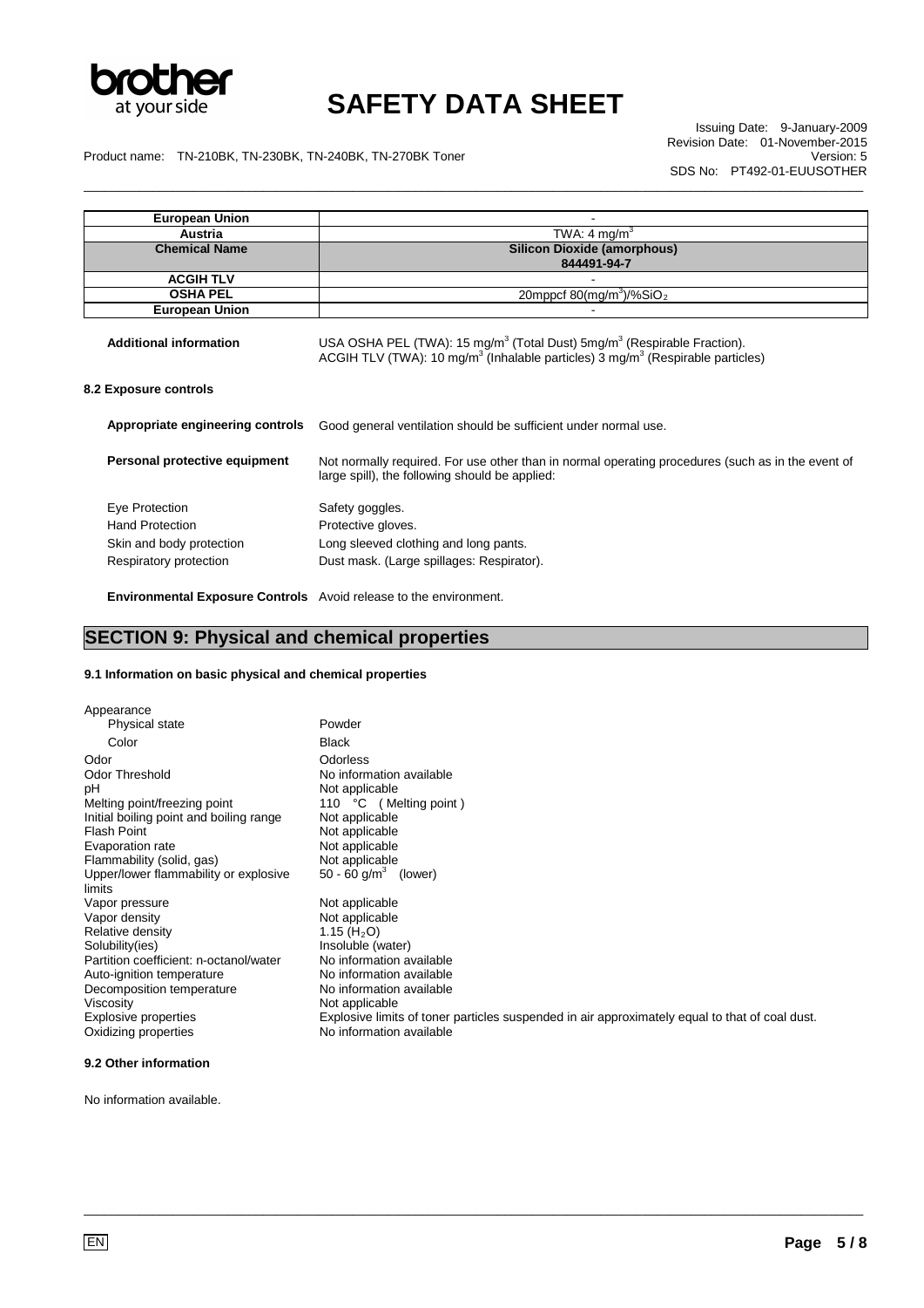| European Union | - |
|---|---|
| Austria | TWA: 4 mg/m$^3$ |
| **Chemical Name** | **Silicon Dioxide (amorphous) 844491-94-7** |
| ACGIH TLV | - |
| OSHA PEL | 20mppcf 80(mg/m$^3$)/%$SiO_2$ |
| European Union | - |

**Additional information** USA OSHA PEL (TWA): 15 mg/m$^3$ (Total Dust) 5mg/m$^3$ (Respirable Fraction). ACGIH TLV (TWA): 10 mg/m$^3$ (Inhalable particles) 3 mg/m$^3$ (Respirable particles)

### 8.2 Exposure controls

**Appropriate engineering controls** Good general ventilation should be sufficient under normal use.

**Personal protective equipment** Not normally required. For use other than in normal operating procedures (such as in the event of large spill), the following should be applied:

| | |
|---|---|
| Eye Protection | Safety goggles. |
| Hand Protection | Protective gloves. |
| Skin and body protection | Long sleeved clothing and long pants. |
| Respiratory protection | Dust mask. (Large spillages: Respirator). |

**Environmental Exposure Controls** Avoid release to the environment.

## SECTION 9: Physical and chemical properties

### 9.1 Information on basic physical and chemical properties

| | |
|---|---|
| Appearance | |
| Physical state | Powder |
| Color | Black |
| Odor | Odorless |
| Odor Threshold | No information available |
| pH | Not applicable |
| Melting point/freezing point | 110 °C ( Melting point ) |
| Initial boiling point and boiling range | Not applicable |
| Flash Point | Not applicable |
| Evaporation rate | Not applicable |
| Flammability (solid, gas) | Not applicable |
| Upper/lower flammability or explosive limits | 50 - 60 g/m$^3$ (lower) |
| Vapor pressure | Not applicable |
| Vapor density | Not applicable |
| Relative density | 1.15 ($H_2O$) |
| Solubility(ies) | Insoluble (water) |
| Partition coefficient: n-octanol/water | No information available |
| Auto-ignition temperature | No information available |
| Decomposition temperature | No information available |
| Viscosity | Not applicable |
| Explosive properties | Explosive limits of toner particles suspended in air approximately equal to that of coal dust. |
| Oxidizing properties | No information available |

### 9.2 Other information

No information available.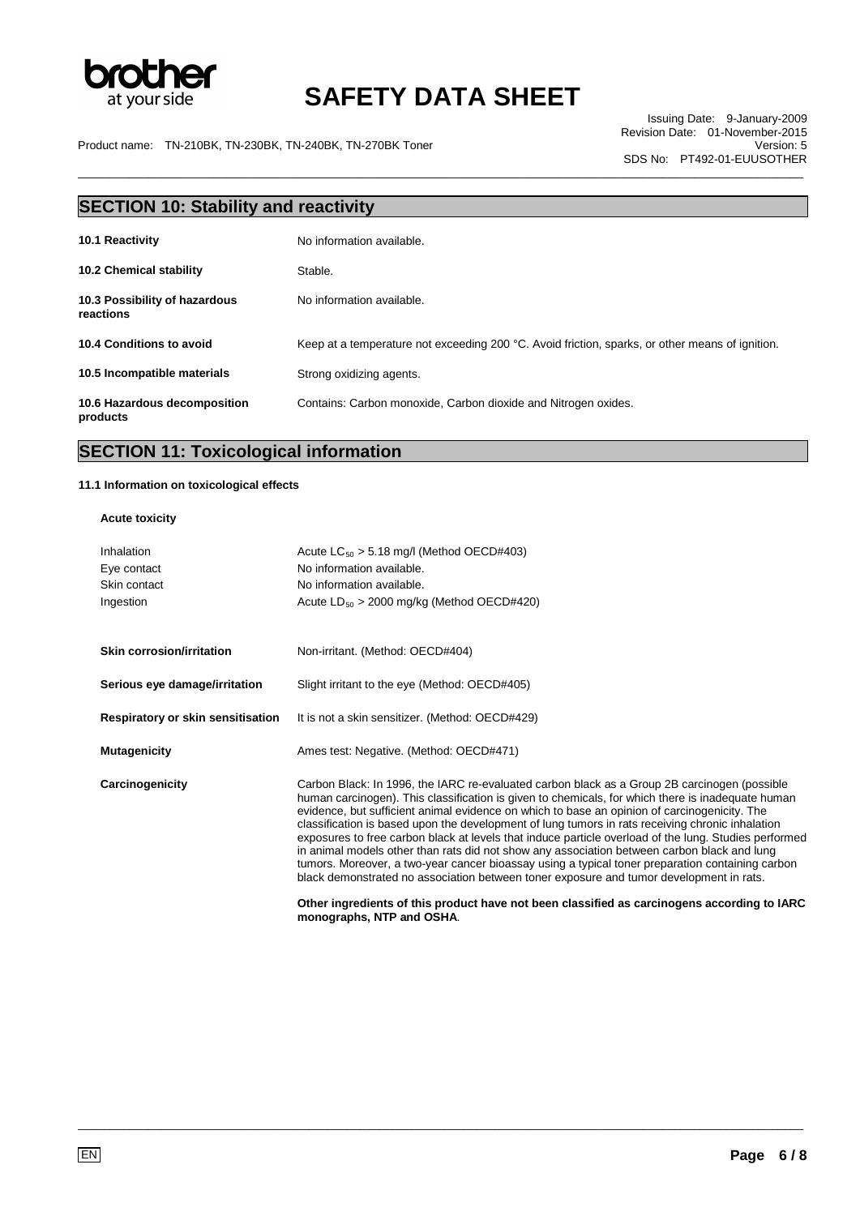## SECTION 10: Stability and reactivity

| | |
|---|---|
| **10.1 Reactivity** | No information available. |
| **10.2 Chemical stability** | Stable. |
| **10.3 Possibility of hazardous reactions** | No information available. |
| **10.4 Conditions to avoid** | Keep at a temperature not exceeding 200 °C. Avoid friction, sparks, or other means of ignition. |
| **10.5 Incompatible materials** | Strong oxidizing agents. |
| **10.6 Hazardous decomposition products** | Contains: Carbon monoxide, Carbon dioxide and Nitrogen oxides. |

## SECTION 11: Toxicological information

### 11.1 Information on toxicological effects

**Acute toxicity**

| | |
|---|---|
| Inhalation | Acute $LC_{50}$ > 5.18 mg/l (Method OECD#403) |
| Eye contact | No information available. |
| Skin contact | No information available. |
| Ingestion | Acute $LD_{50}$ > 2000 mg/kg (Method OECD#420) |

| | |
|---|---|
| **Skin corrosion/irritation** | Non-irritant. (Method: OECD#404) |
| **Serious eye damage/irritation** | Slight irritant to the eye (Method: OECD#405) |
| **Respiratory or skin sensitisation** | It is not a skin sensitizer. (Method: OECD#429) |
| **Mutagenicity** | Ames test: Negative. (Method: OECD#471) |

**Carcinogenicity**

Carbon Black: In 1996, the IARC re-evaluated carbon black as a Group 2B carcinogen (possible human carcinogen). This classification is given to chemicals, for which there is inadequate human evidence, but sufficient animal evidence on which to base an opinion of carcinogenicity. The classification is based upon the development of lung tumors in rats receiving chronic inhalation exposures to free carbon black at levels that induce particle overload of the lung. Studies performed in animal models other than rats did not show any association between carbon black and lung tumors. Moreover, a two-year cancer bioassay using a typical toner preparation containing carbon black demonstrated no association between toner exposure and tumor development in rats.

**Other ingredients of this product have not been classified as carcinogens according to IARC monographs, NTP and OSHA**.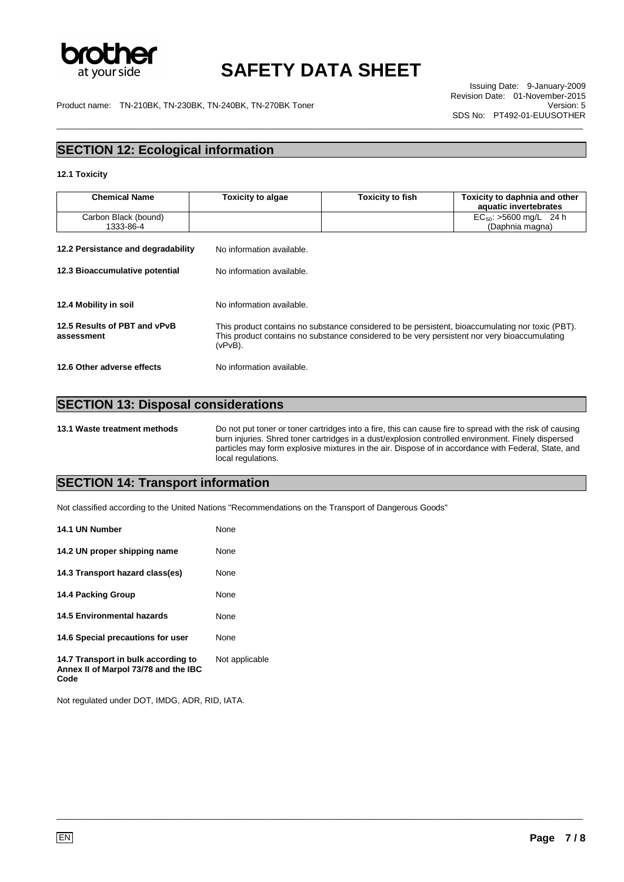## SECTION 12: Ecological information

**12.1 Toxicity**

| Chemical Name | Toxicity to algae | Toxicity to fish | Toxicity to daphnia and other aquatic invertebrates |
|---|---|---|---|
| Carbon Black (bound) 1333-86-4 | | | $EC_{50}$: >5600 mg/L 24 h (Daphnia magna) |

**12.2 Persistance and degradability** No information available.

**12.3 Bioaccumulative potential** No information available.

**12.4 Mobility in soil** No information available.

**12.5 Results of PBT and vPvB assessment** This product contains no substance considered to be persistent, bioaccumulating nor toxic (PBT). This product contains no substance considered to be very persistent nor very bioaccumulating (vPvB).

**12.6 Other adverse effects** No information available.

## SECTION 13: Disposal considerations

**13.1 Waste treatment methods** Do not put toner or toner cartridges into a fire, this can cause fire to spread with the risk of causing burn injuries. Shred toner cartridges in a dust/explosion controlled environment. Finely dispersed particles may form explosive mixtures in the air. Dispose of in accordance with Federal, State, and local regulations.

## SECTION 14: Transport information

Not classified according to the United Nations "Recommendations on the Transport of Dangerous Goods"

**14.1 UN Number** None

**14.2 UN proper shipping name** None

**14.3 Transport hazard class(es)** None

**14.4 Packing Group** None

**14.5 Environmental hazards** None

**14.6 Special precautions for user** None

**14.7 Transport in bulk according to Annex II of Marpol 73/78 and the IBC Code** Not applicable

Not regulated under DOT, IMDG, ADR, RID, IATA.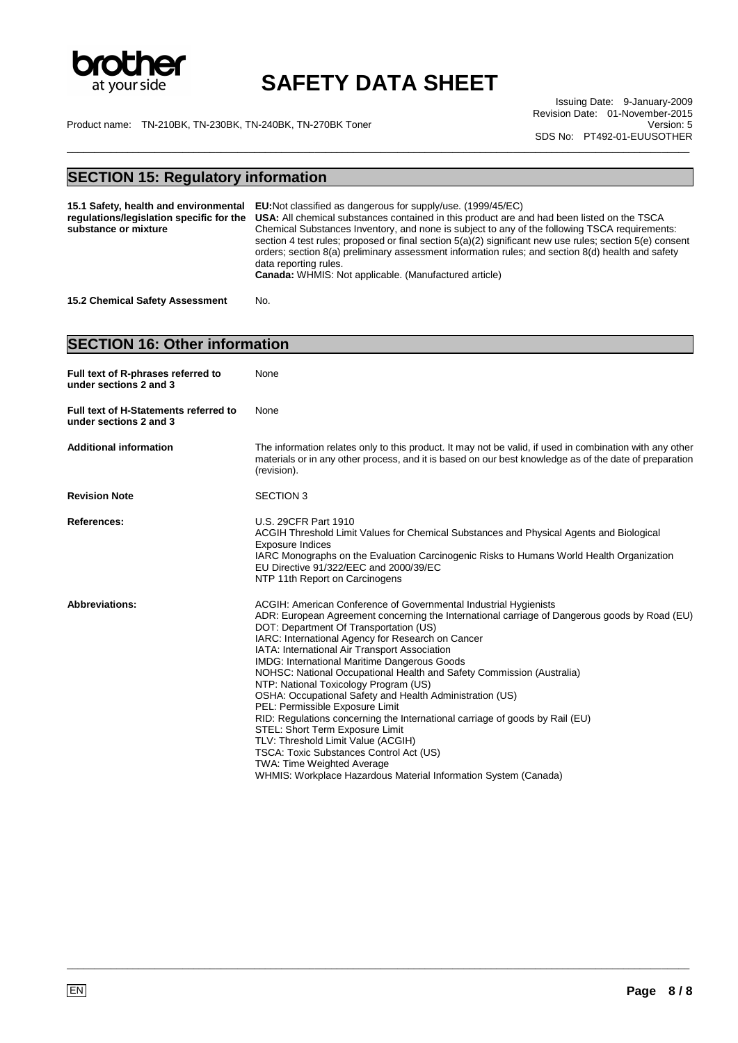## SECTION 15: Regulatory information

| | |
|---|---|
| **15.1 Safety, health and environmental regulations/legislation specific for the substance or mixture** | **EU:** Not classified as dangerous for supply/use. (1999/45/EC)<br>**USA:** All chemical substances contained in this product are and had been listed on the TSCA Chemical Substances Inventory, and none is subject to any of the following TSCA requirements: section 4 test rules; proposed or final section 5(a)(2) significant new use rules; section 5(e) consent orders; section 8(a) preliminary assessment information rules; and section 8(d) health and safety data reporting rules.<br>**Canada:** WHMIS: Not applicable. (Manufactured article) |
| **15.2 Chemical Safety Assessment** | No. |

## SECTION 16: Other information

| | |
|---|---|
| **Full text of R-phrases referred to under sections 2 and 3** | None |
| **Full text of H-Statements referred to under sections 2 and 3** | None |
| **Additional information** | The information relates only to this product. It may not be valid, if used in combination with any other materials or in any other process, and it is based on our best knowledge as of the date of preparation (revision). |
| **Revision Note** | SECTION 3 |
| **References:** | U.S. 29CFR Part 1910<br>ACGIH Threshold Limit Values for Chemical Substances and Physical Agents and Biological Exposure Indices<br>IARC Monographs on the Evaluation Carcinogenic Risks to Humans World Health Organization<br>EU Directive 91/322/EEC and 2000/39/EC<br>NTP 11th Report on Carcinogens |
| **Abbreviations:** | ACGIH: American Conference of Governmental Industrial Hygienists<br>ADR: European Agreement concerning the International carriage of Dangerous goods by Road (EU)<br>DOT: Department Of Transportation (US)<br>IARC: International Agency for Research on Cancer<br>IATA: International Air Transport Association<br>IMDG: International Maritime Dangerous Goods<br>NOHSC: National Occupational Health and Safety Commission (Australia)<br>NTP: National Toxicology Program (US)<br>OSHA: Occupational Safety and Health Administration (US)<br>PEL: Permissible Exposure Limit<br>RID: Regulations concerning the International carriage of goods by Rail (EU)<br>STEL: Short Term Exposure Limit<br>TLV: Threshold Limit Value (ACGIH)<br>TSCA: Toxic Substances Control Act (US)<br>TWA: Time Weighted Average<br>WHMIS: Workplace Hazardous Material Information System (Canada) |